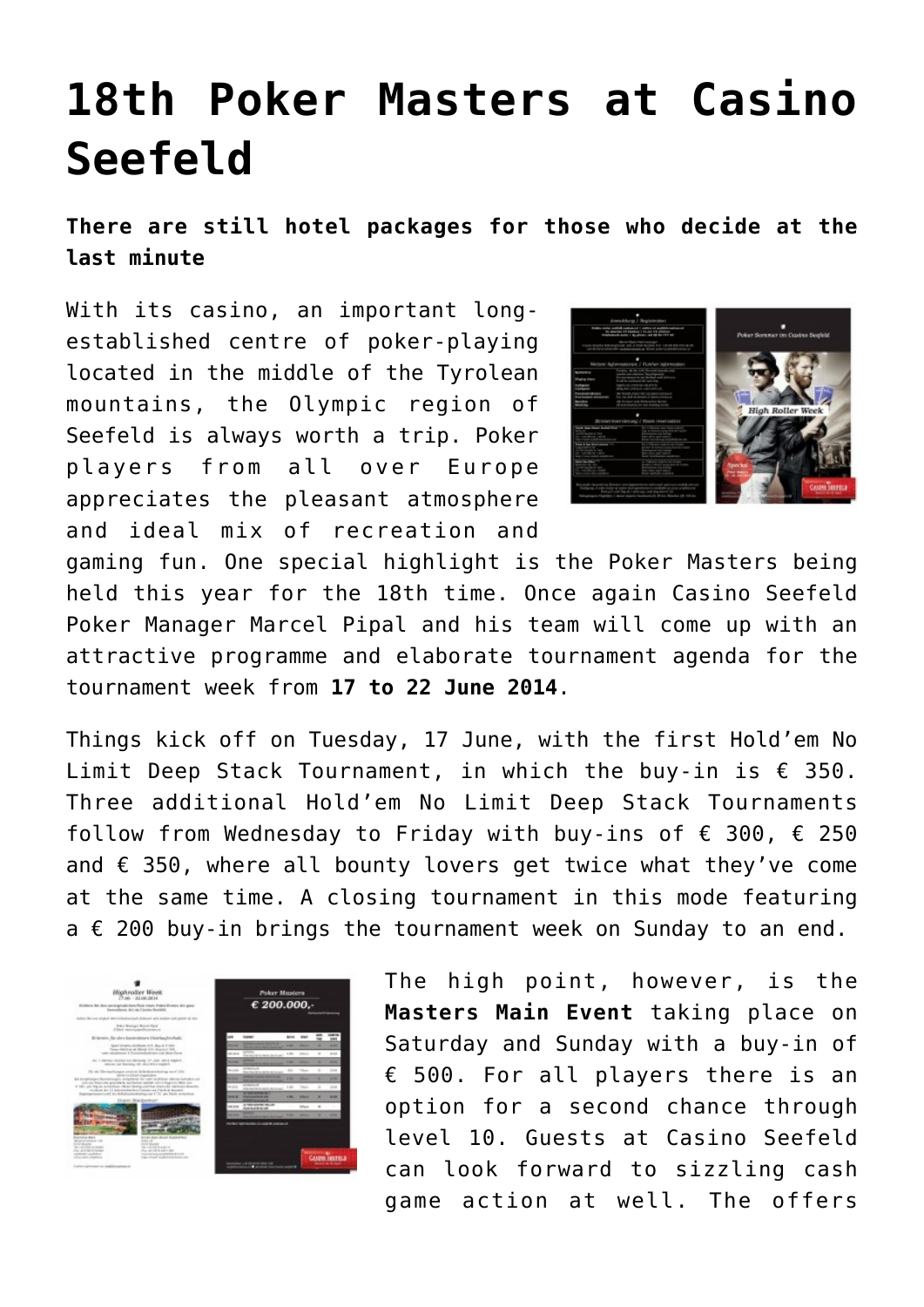# 18th Poker Masters at Casino Seefeld

**There are still hotel packages for those who decide at the last minute**

With its casino, an important long-established centre of poker-playing located in the middle of the Tyrolean mountains, the Olympic region of Seefeld is always worth a trip. Poker players from all over Europe appreciates the pleasant atmosphere and ideal mix of recreation and gaming fun. One special highlight is the Poker Masters being held this year for the 18th time. Once again Casino Seefeld Poker Manager Marcel Pipal and his team will come up with an attractive programme and elaborate tournament agenda for the tournament week from **17 to 22 June 2014**.

Things kick off on Tuesday, 17 June, with the first Hold'em No Limit Deep Stack Tournament, in which the buy-in is € 350. Three additional Hold'em No Limit Deep Stack Tournaments follow from Wednesday to Friday with buy-ins of € 300, € 250 and € 350, where all bounty lovers get twice what they've come at the same time. A closing tournament in this mode featuring a € 200 buy-in brings the tournament week on Sunday to an end.

The high point, however, is the **Masters Main Event** taking place on Saturday and Sunday with a buy-in of € 500. For all players there is an option for a second chance through level 10. Guests at Casino Seefeld can look forward to sizzling cash game action at well. The offers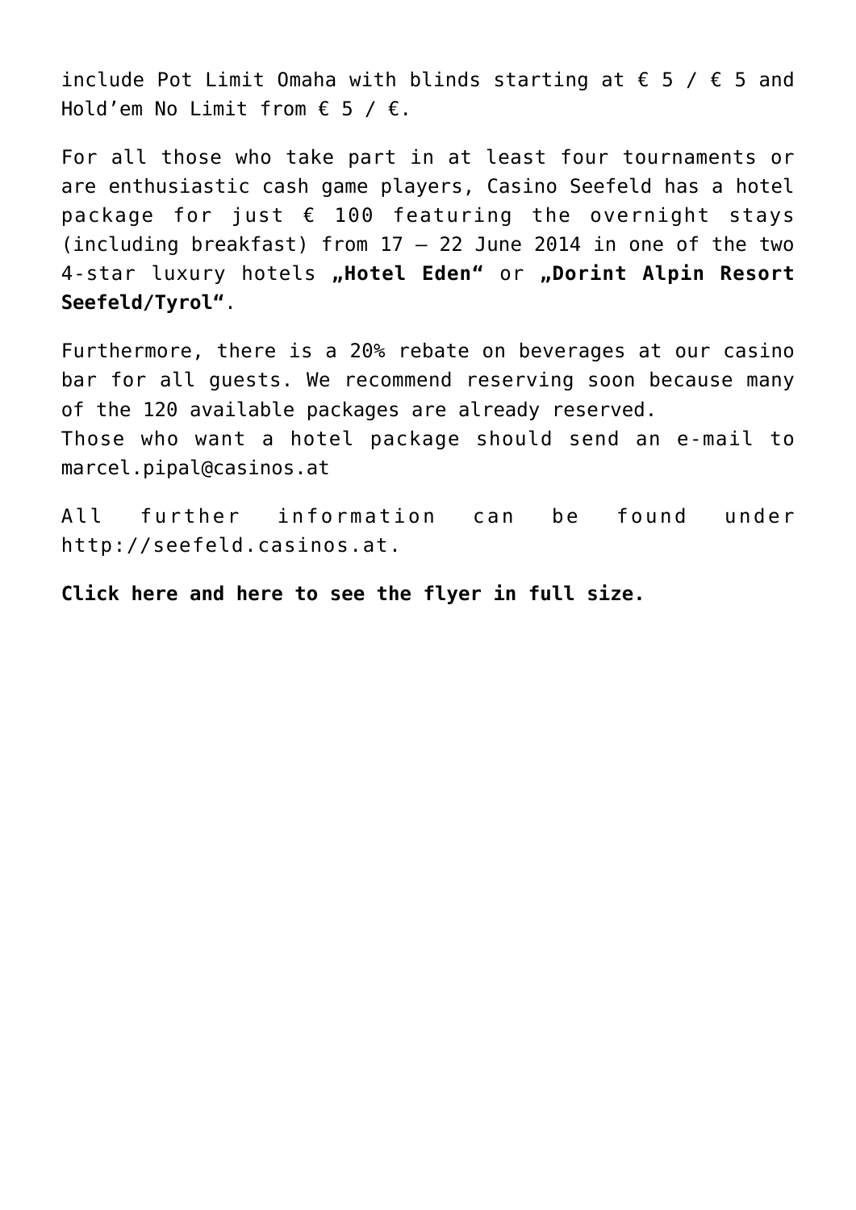include Pot Limit Omaha with blinds starting at € 5 / € 5 and Hold'em No Limit from € 5 / €.

For all those who take part in at least four tournaments or are enthusiastic cash game players, Casino Seefeld has a hotel package for just € 100 featuring the overnight stays (including breakfast) from 17 – 22 June 2014 in one of the two 4-star luxury hotels **„Hotel Eden"** or **„Dorint Alpin Resort Seefeld/Tyrol"**.

Furthermore, there is a 20% rebate on beverages at our casino bar for all guests. We recommend reserving soon because many of the 120 available packages are already reserved.
Those who want a hotel package should send an e-mail to marcel.pipal@casinos.at

All further information can be found under http://seefeld.casinos.at.

**Click here and here to see the flyer in full size.**